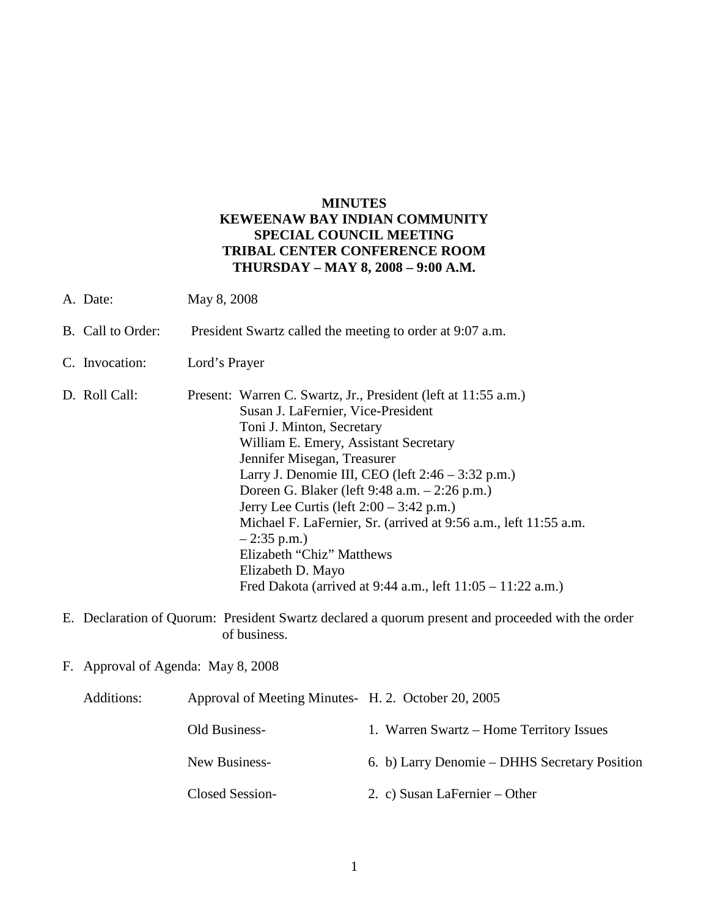**MINUTES**
**KEWEENAW BAY INDIAN COMMUNITY**
**SPECIAL COUNCIL MEETING**
**TRIBAL CENTER CONFERENCE ROOM**
**THURSDAY – MAY 8, 2008 – 9:00 A.M.**

A. Date: May 8, 2008

B. Call to Order: President Swartz called the meeting to order at 9:07 a.m.

C. Invocation: Lord's Prayer

D. Roll Call: Present: Warren C. Swartz, Jr., President (left at 11:55 a.m.)
Susan J. LaFernier, Vice-President
Toni J. Minton, Secretary
William E. Emery, Assistant Secretary
Jennifer Misegan, Treasurer
Larry J. Denomie III, CEO (left 2:46 – 3:32 p.m.)
Doreen G. Blaker (left 9:48 a.m. – 2:26 p.m.)
Jerry Lee Curtis (left 2:00 – 3:42 p.m.)
Michael F. LaFernier, Sr. (arrived at 9:56 a.m., left 11:55 a.m. – 2:35 p.m.)
Elizabeth "Chiz" Matthews
Elizabeth D. Mayo
Fred Dakota (arrived at 9:44 a.m., left 11:05 – 11:22 a.m.)

E. Declaration of Quorum: President Swartz declared a quorum present and proceeded with the order of business.

F. Approval of Agenda: May 8, 2008

| Additions: | | |
|---|---|---|
| | Approval of Meeting Minutes- | H. 2. October 20, 2005 |
| | Old Business- | 1. Warren Swartz – Home Territory Issues |
| | New Business- | 6. b) Larry Denomie – DHHS Secretary Position |
| | Closed Session- | 2. c) Susan LaFernier – Other |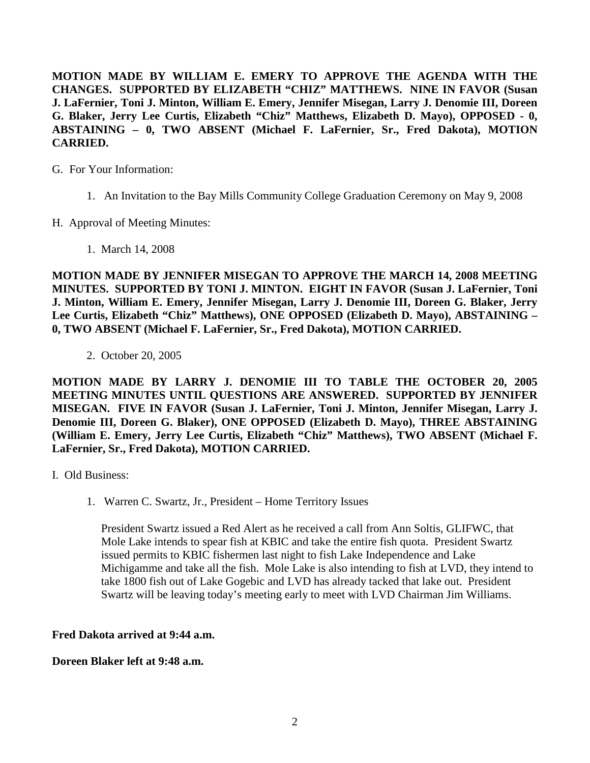**MOTION MADE BY WILLIAM E. EMERY TO APPROVE THE AGENDA WITH THE CHANGES. SUPPORTED BY ELIZABETH "CHIZ" MATTHEWS. NINE IN FAVOR (Susan J. LaFernier, Toni J. Minton, William E. Emery, Jennifer Misegan, Larry J. Denomie III, Doreen G. Blaker, Jerry Lee Curtis, Elizabeth "Chiz" Matthews, Elizabeth D. Mayo), OPPOSED - 0, ABSTAINING – 0, TWO ABSENT (Michael F. LaFernier, Sr., Fred Dakota), MOTION CARRIED.**

G. For Your Information:

1. An Invitation to the Bay Mills Community College Graduation Ceremony on May 9, 2008

H. Approval of Meeting Minutes:

1. March 14, 2008

**MOTION MADE BY JENNIFER MISEGAN TO APPROVE THE MARCH 14, 2008 MEETING MINUTES. SUPPORTED BY TONI J. MINTON. EIGHT IN FAVOR (Susan J. LaFernier, Toni J. Minton, William E. Emery, Jennifer Misegan, Larry J. Denomie III, Doreen G. Blaker, Jerry Lee Curtis, Elizabeth "Chiz" Matthews), ONE OPPOSED (Elizabeth D. Mayo), ABSTAINING – 0, TWO ABSENT (Michael F. LaFernier, Sr., Fred Dakota), MOTION CARRIED.**

2. October 20, 2005

**MOTION MADE BY LARRY J. DENOMIE III TO TABLE THE OCTOBER 20, 2005 MEETING MINUTES UNTIL QUESTIONS ARE ANSWERED. SUPPORTED BY JENNIFER MISEGAN. FIVE IN FAVOR (Susan J. LaFernier, Toni J. Minton, Jennifer Misegan, Larry J. Denomie III, Doreen G. Blaker), ONE OPPOSED (Elizabeth D. Mayo), THREE ABSTAINING (William E. Emery, Jerry Lee Curtis, Elizabeth "Chiz" Matthews), TWO ABSENT (Michael F. LaFernier, Sr., Fred Dakota), MOTION CARRIED.**

I. Old Business:

1. Warren C. Swartz, Jr., President – Home Territory Issues

   President Swartz issued a Red Alert as he received a call from Ann Soltis, GLIFWC, that Mole Lake intends to spear fish at KBIC and take the entire fish quota. President Swartz issued permits to KBIC fishermen last night to fish Lake Independence and Lake Michigamme and take all the fish. Mole Lake is also intending to fish at LVD, they intend to take 1800 fish out of Lake Gogebic and LVD has already tacked that lake out. President Swartz will be leaving today's meeting early to meet with LVD Chairman Jim Williams.

**Fred Dakota arrived at 9:44 a.m.**

**Doreen Blaker left at 9:48 a.m.**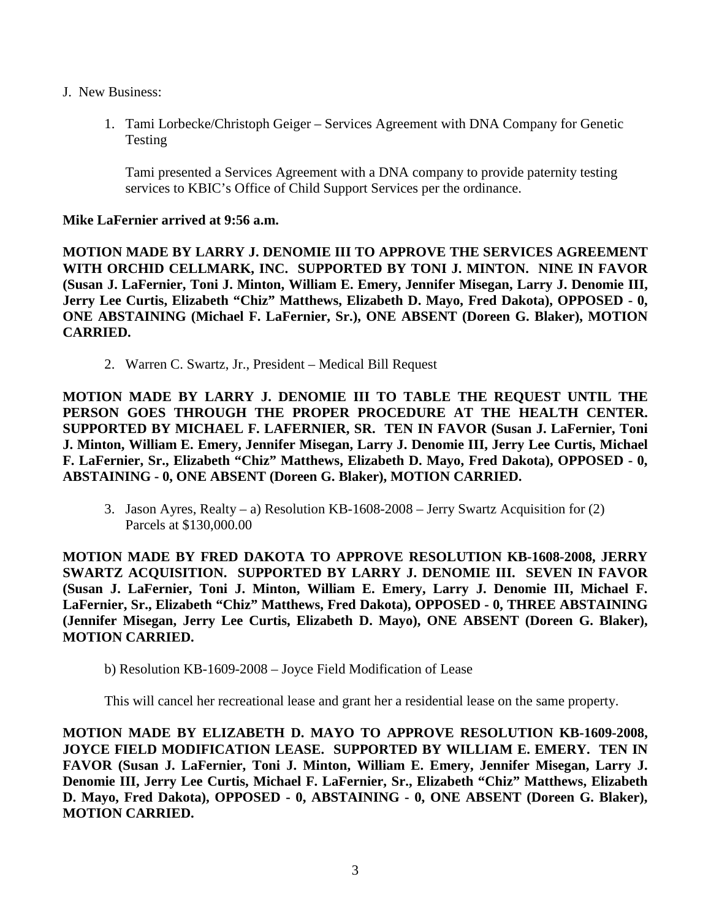J. New Business:

1. Tami Lorbecke/Christoph Geiger – Services Agreement with DNA Company for Genetic Testing

   Tami presented a Services Agreement with a DNA company to provide paternity testing services to KBIC's Office of Child Support Services per the ordinance.

**Mike LaFernier arrived at 9:56 a.m.**

**MOTION MADE BY LARRY J. DENOMIE III TO APPROVE THE SERVICES AGREEMENT WITH ORCHID CELLMARK, INC. SUPPORTED BY TONI J. MINTON. NINE IN FAVOR (Susan J. LaFernier, Toni J. Minton, William E. Emery, Jennifer Misegan, Larry J. Denomie III, Jerry Lee Curtis, Elizabeth "Chiz" Matthews, Elizabeth D. Mayo, Fred Dakota), OPPOSED - 0, ONE ABSTAINING (Michael F. LaFernier, Sr.), ONE ABSENT (Doreen G. Blaker), MOTION CARRIED.**

2. Warren C. Swartz, Jr., President – Medical Bill Request

**MOTION MADE BY LARRY J. DENOMIE III TO TABLE THE REQUEST UNTIL THE PERSON GOES THROUGH THE PROPER PROCEDURE AT THE HEALTH CENTER. SUPPORTED BY MICHAEL F. LAFERNIER, SR. TEN IN FAVOR (Susan J. LaFernier, Toni J. Minton, William E. Emery, Jennifer Misegan, Larry J. Denomie III, Jerry Lee Curtis, Michael F. LaFernier, Sr., Elizabeth "Chiz" Matthews, Elizabeth D. Mayo, Fred Dakota), OPPOSED - 0, ABSTAINING - 0, ONE ABSENT (Doreen G. Blaker), MOTION CARRIED.**

3. Jason Ayres, Realty – a) Resolution KB-1608-2008 – Jerry Swartz Acquisition for (2) Parcels at $130,000.00

**MOTION MADE BY FRED DAKOTA TO APPROVE RESOLUTION KB-1608-2008, JERRY SWARTZ ACQUISITION. SUPPORTED BY LARRY J. DENOMIE III. SEVEN IN FAVOR (Susan J. LaFernier, Toni J. Minton, William E. Emery, Larry J. Denomie III, Michael F. LaFernier, Sr., Elizabeth "Chiz" Matthews, Fred Dakota), OPPOSED - 0, THREE ABSTAINING (Jennifer Misegan, Jerry Lee Curtis, Elizabeth D. Mayo), ONE ABSENT (Doreen G. Blaker), MOTION CARRIED.**

b) Resolution KB-1609-2008 – Joyce Field Modification of Lease

This will cancel her recreational lease and grant her a residential lease on the same property.

**MOTION MADE BY ELIZABETH D. MAYO TO APPROVE RESOLUTION KB-1609-2008, JOYCE FIELD MODIFICATION LEASE. SUPPORTED BY WILLIAM E. EMERY. TEN IN FAVOR (Susan J. LaFernier, Toni J. Minton, William E. Emery, Jennifer Misegan, Larry J. Denomie III, Jerry Lee Curtis, Michael F. LaFernier, Sr., Elizabeth "Chiz" Matthews, Elizabeth D. Mayo, Fred Dakota), OPPOSED - 0, ABSTAINING - 0, ONE ABSENT (Doreen G. Blaker), MOTION CARRIED.**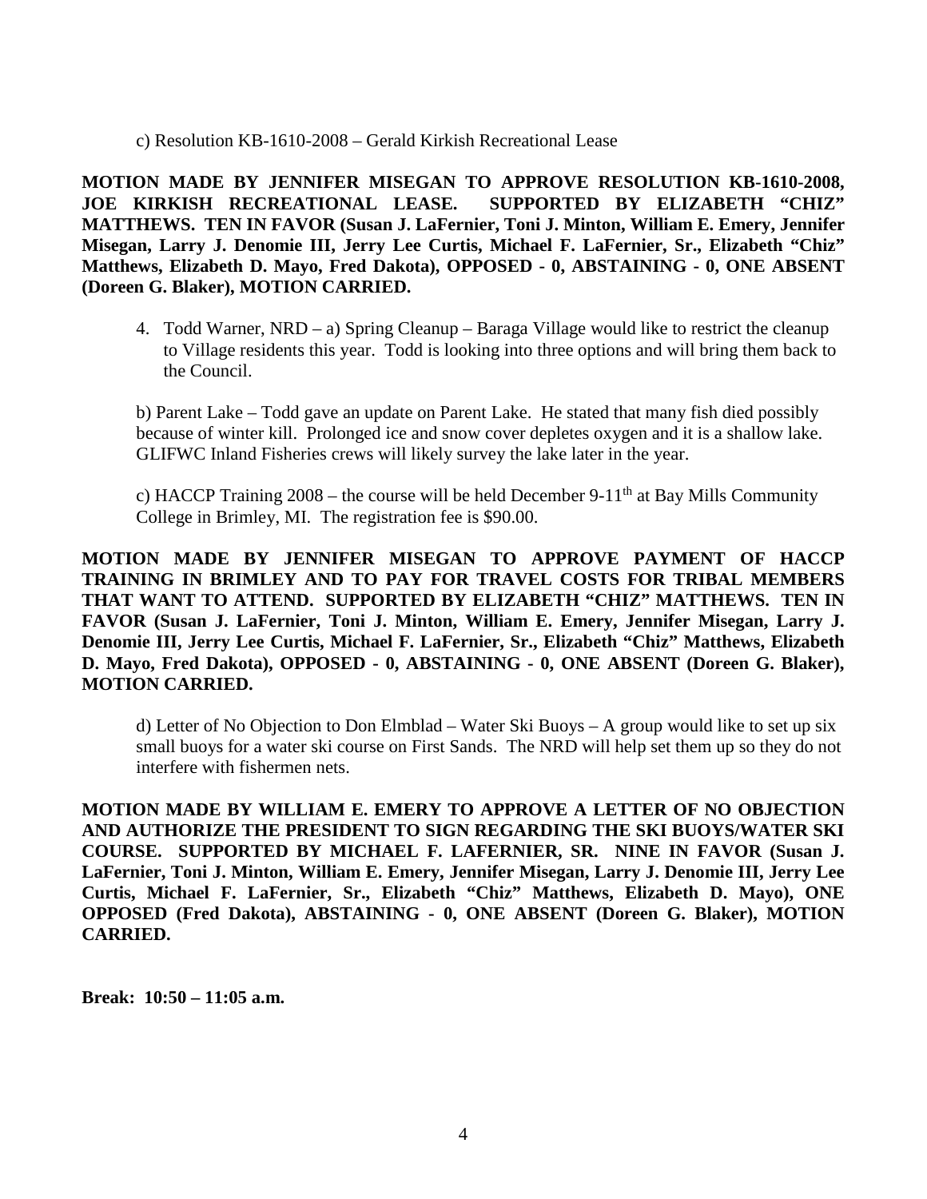c) Resolution KB-1610-2008 – Gerald Kirkish Recreational Lease

**MOTION MADE BY JENNIFER MISEGAN TO APPROVE RESOLUTION KB-1610-2008, JOE KIRKISH RECREATIONAL LEASE. SUPPORTED BY ELIZABETH "CHIZ" MATTHEWS. TEN IN FAVOR (Susan J. LaFernier, Toni J. Minton, William E. Emery, Jennifer Misegan, Larry J. Denomie III, Jerry Lee Curtis, Michael F. LaFernier, Sr., Elizabeth "Chiz" Matthews, Elizabeth D. Mayo, Fred Dakota), OPPOSED - 0, ABSTAINING - 0, ONE ABSENT (Doreen G. Blaker), MOTION CARRIED.**

4. Todd Warner, NRD – a) Spring Cleanup – Baraga Village would like to restrict the cleanup to Village residents this year. Todd is looking into three options and will bring them back to the Council.

   b) Parent Lake – Todd gave an update on Parent Lake. He stated that many fish died possibly because of winter kill. Prolonged ice and snow cover depletes oxygen and it is a shallow lake. GLIFWC Inland Fisheries crews will likely survey the lake later in the year.

   c) HACCP Training 2008 – the course will be held December 9-11th at Bay Mills Community College in Brimley, MI. The registration fee is $90.00.

**MOTION MADE BY JENNIFER MISEGAN TO APPROVE PAYMENT OF HACCP TRAINING IN BRIMLEY AND TO PAY FOR TRAVEL COSTS FOR TRIBAL MEMBERS THAT WANT TO ATTEND. SUPPORTED BY ELIZABETH "CHIZ" MATTHEWS. TEN IN FAVOR (Susan J. LaFernier, Toni J. Minton, William E. Emery, Jennifer Misegan, Larry J. Denomie III, Jerry Lee Curtis, Michael F. LaFernier, Sr., Elizabeth "Chiz" Matthews, Elizabeth D. Mayo, Fred Dakota), OPPOSED - 0, ABSTAINING - 0, ONE ABSENT (Doreen G. Blaker), MOTION CARRIED.**

   d) Letter of No Objection to Don Elmblad – Water Ski Buoys – A group would like to set up six small buoys for a water ski course on First Sands. The NRD will help set them up so they do not interfere with fishermen nets.

**MOTION MADE BY WILLIAM E. EMERY TO APPROVE A LETTER OF NO OBJECTION AND AUTHORIZE THE PRESIDENT TO SIGN REGARDING THE SKI BUOYS/WATER SKI COURSE. SUPPORTED BY MICHAEL F. LAFERNIER, SR. NINE IN FAVOR (Susan J. LaFernier, Toni J. Minton, William E. Emery, Jennifer Misegan, Larry J. Denomie III, Jerry Lee Curtis, Michael F. LaFernier, Sr., Elizabeth "Chiz" Matthews, Elizabeth D. Mayo), ONE OPPOSED (Fred Dakota), ABSTAINING - 0, ONE ABSENT (Doreen G. Blaker), MOTION CARRIED.**

**Break: 10:50 – 11:05 a.m.**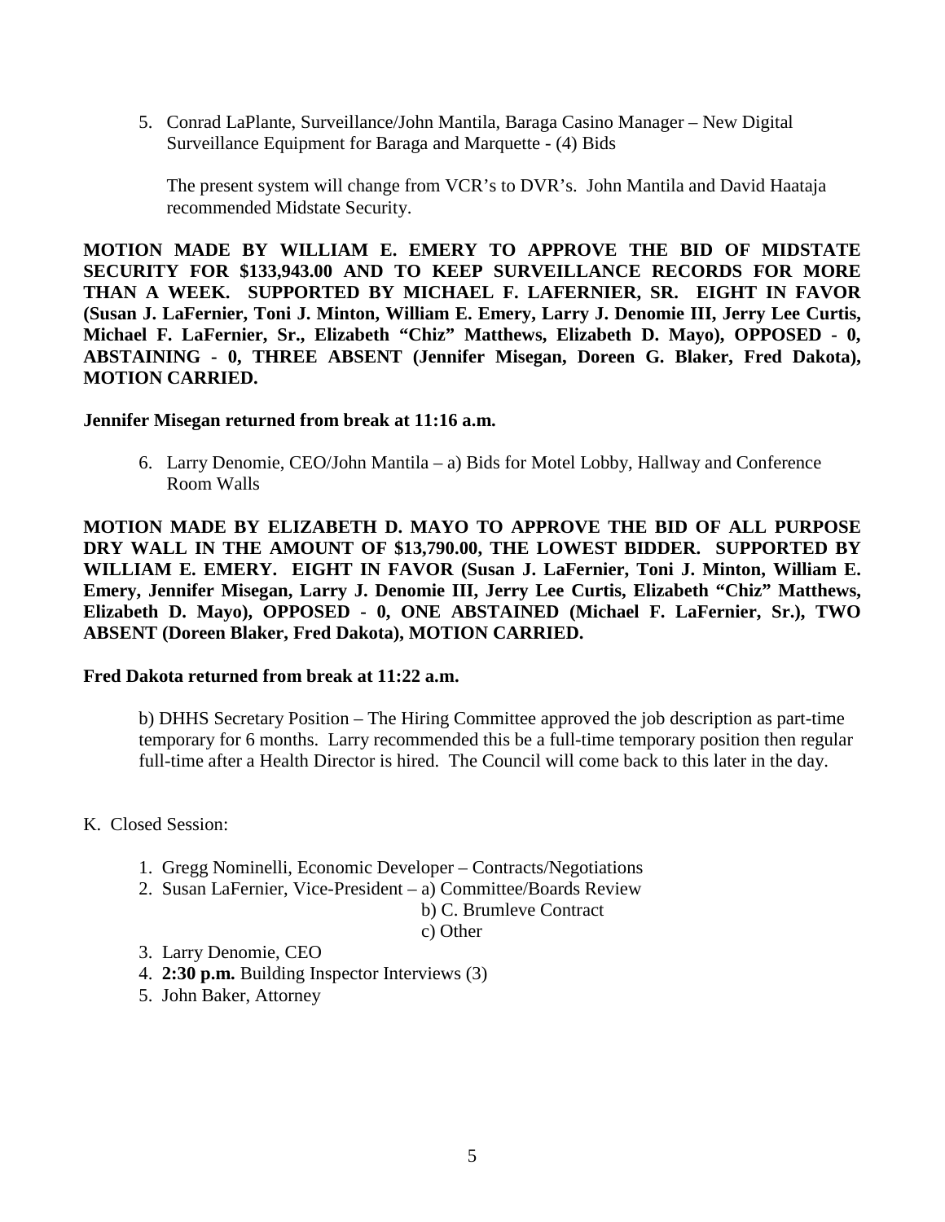5. Conrad LaPlante, Surveillance/John Mantila, Baraga Casino Manager – New Digital Surveillance Equipment for Baraga and Marquette - (4) Bids

   The present system will change from VCR's to DVR's. John Mantila and David Haataja recommended Midstate Security.

**MOTION MADE BY WILLIAM E. EMERY TO APPROVE THE BID OF MIDSTATE SECURITY FOR $133,943.00 AND TO KEEP SURVEILLANCE RECORDS FOR MORE THAN A WEEK. SUPPORTED BY MICHAEL F. LAFERNIER, SR. EIGHT IN FAVOR (Susan J. LaFernier, Toni J. Minton, William E. Emery, Larry J. Denomie III, Jerry Lee Curtis, Michael F. LaFernier, Sr., Elizabeth "Chiz" Matthews, Elizabeth D. Mayo), OPPOSED - 0, ABSTAINING - 0, THREE ABSENT (Jennifer Misegan, Doreen G. Blaker, Fred Dakota), MOTION CARRIED.**

**Jennifer Misegan returned from break at 11:16 a.m.**

6. Larry Denomie, CEO/John Mantila – a) Bids for Motel Lobby, Hallway and Conference Room Walls

**MOTION MADE BY ELIZABETH D. MAYO TO APPROVE THE BID OF ALL PURPOSE DRY WALL IN THE AMOUNT OF $13,790.00, THE LOWEST BIDDER. SUPPORTED BY WILLIAM E. EMERY. EIGHT IN FAVOR (Susan J. LaFernier, Toni J. Minton, William E. Emery, Jennifer Misegan, Larry J. Denomie III, Jerry Lee Curtis, Elizabeth "Chiz" Matthews, Elizabeth D. Mayo), OPPOSED - 0, ONE ABSTAINED (Michael F. LaFernier, Sr.), TWO ABSENT (Doreen Blaker, Fred Dakota), MOTION CARRIED.**

**Fred Dakota returned from break at 11:22 a.m.**

   b) DHHS Secretary Position – The Hiring Committee approved the job description as part-time temporary for 6 months. Larry recommended this be a full-time temporary position then regular full-time after a Health Director is hired. The Council will come back to this later in the day.

K. Closed Session:

1. Gregg Nominelli, Economic Developer – Contracts/Negotiations
2. Susan LaFernier, Vice-President – a) Committee/Boards Review
   b) C. Brumleve Contract
   c) Other
3. Larry Denomie, CEO
4. **2:30 p.m.** Building Inspector Interviews (3)
5. John Baker, Attorney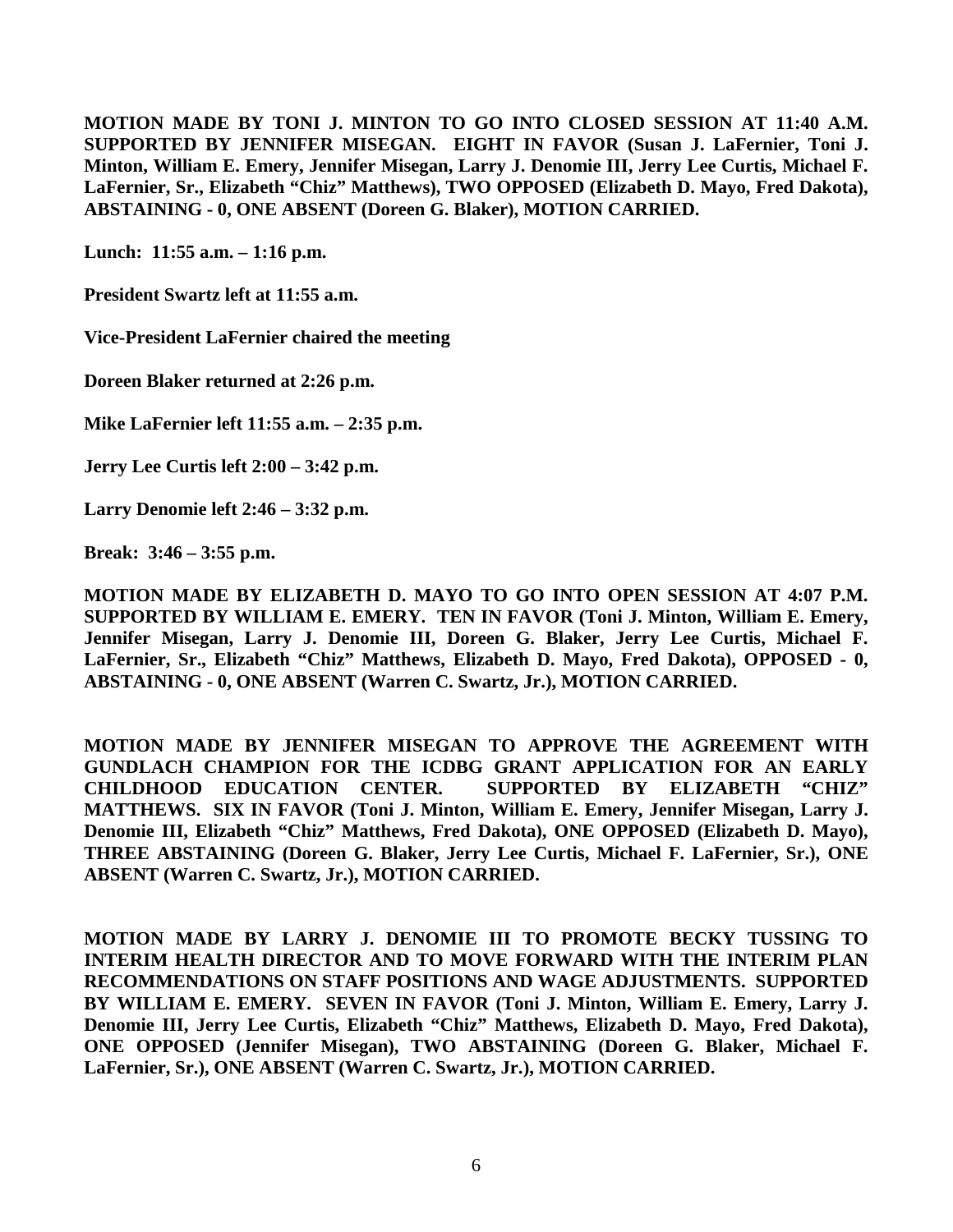**MOTION MADE BY TONI J. MINTON TO GO INTO CLOSED SESSION AT 11:40 A.M. SUPPORTED BY JENNIFER MISEGAN. EIGHT IN FAVOR (Susan J. LaFernier, Toni J. Minton, William E. Emery, Jennifer Misegan, Larry J. Denomie III, Jerry Lee Curtis, Michael F. LaFernier, Sr., Elizabeth "Chiz" Matthews), TWO OPPOSED (Elizabeth D. Mayo, Fred Dakota), ABSTAINING - 0, ONE ABSENT (Doreen G. Blaker), MOTION CARRIED.**

**Lunch: 11:55 a.m. – 1:16 p.m.**

**President Swartz left at 11:55 a.m.**

**Vice-President LaFernier chaired the meeting**

**Doreen Blaker returned at 2:26 p.m.**

**Mike LaFernier left 11:55 a.m. – 2:35 p.m.**

**Jerry Lee Curtis left 2:00 – 3:42 p.m.**

**Larry Denomie left 2:46 – 3:32 p.m.**

**Break: 3:46 – 3:55 p.m.**

**MOTION MADE BY ELIZABETH D. MAYO TO GO INTO OPEN SESSION AT 4:07 P.M. SUPPORTED BY WILLIAM E. EMERY. TEN IN FAVOR (Toni J. Minton, William E. Emery, Jennifer Misegan, Larry J. Denomie III, Doreen G. Blaker, Jerry Lee Curtis, Michael F. LaFernier, Sr., Elizabeth "Chiz" Matthews, Elizabeth D. Mayo, Fred Dakota), OPPOSED - 0, ABSTAINING - 0, ONE ABSENT (Warren C. Swartz, Jr.), MOTION CARRIED.**

**MOTION MADE BY JENNIFER MISEGAN TO APPROVE THE AGREEMENT WITH GUNDLACH CHAMPION FOR THE ICDBG GRANT APPLICATION FOR AN EARLY CHILDHOOD EDUCATION CENTER. SUPPORTED BY ELIZABETH "CHIZ" MATTHEWS. SIX IN FAVOR (Toni J. Minton, William E. Emery, Jennifer Misegan, Larry J. Denomie III, Elizabeth "Chiz" Matthews, Fred Dakota), ONE OPPOSED (Elizabeth D. Mayo), THREE ABSTAINING (Doreen G. Blaker, Jerry Lee Curtis, Michael F. LaFernier, Sr.), ONE ABSENT (Warren C. Swartz, Jr.), MOTION CARRIED.**

**MOTION MADE BY LARRY J. DENOMIE III TO PROMOTE BECKY TUSSING TO INTERIM HEALTH DIRECTOR AND TO MOVE FORWARD WITH THE INTERIM PLAN RECOMMENDATIONS ON STAFF POSITIONS AND WAGE ADJUSTMENTS. SUPPORTED BY WILLIAM E. EMERY. SEVEN IN FAVOR (Toni J. Minton, William E. Emery, Larry J. Denomie III, Jerry Lee Curtis, Elizabeth "Chiz" Matthews, Elizabeth D. Mayo, Fred Dakota), ONE OPPOSED (Jennifer Misegan), TWO ABSTAINING (Doreen G. Blaker, Michael F. LaFernier, Sr.), ONE ABSENT (Warren C. Swartz, Jr.), MOTION CARRIED.**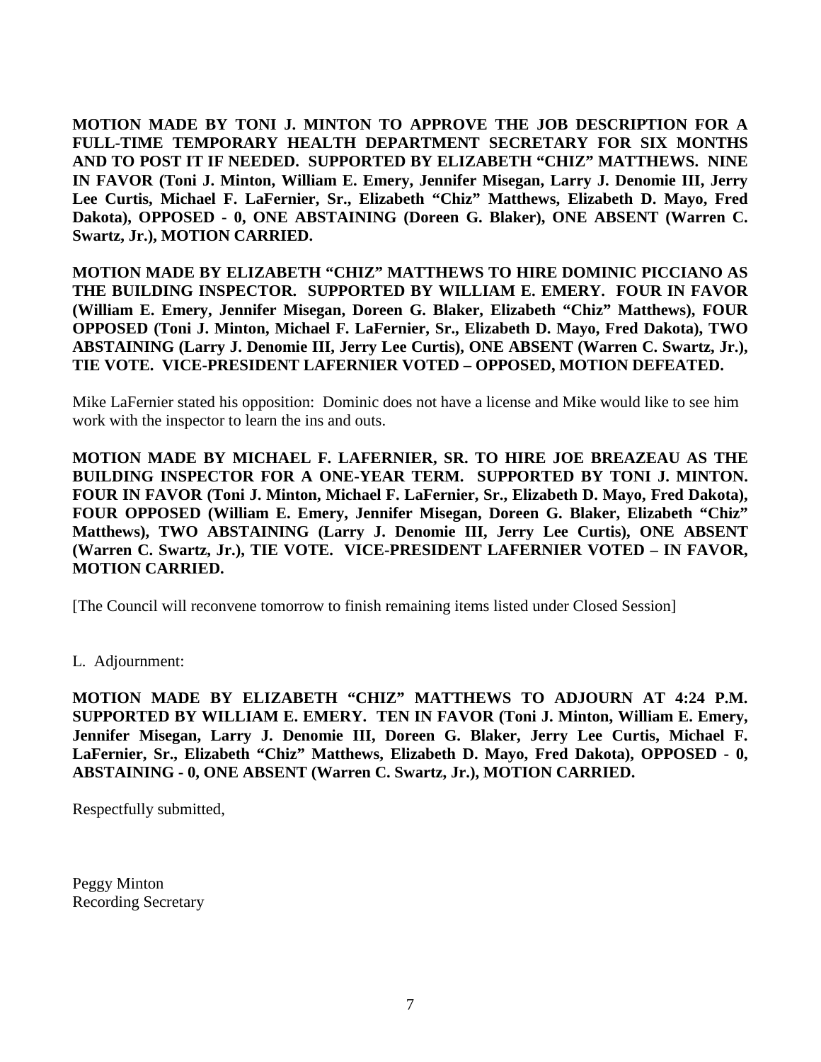**MOTION MADE BY TONI J. MINTON TO APPROVE THE JOB DESCRIPTION FOR A FULL-TIME TEMPORARY HEALTH DEPARTMENT SECRETARY FOR SIX MONTHS AND TO POST IT IF NEEDED. SUPPORTED BY ELIZABETH "CHIZ" MATTHEWS. NINE IN FAVOR (Toni J. Minton, William E. Emery, Jennifer Misegan, Larry J. Denomie III, Jerry Lee Curtis, Michael F. LaFernier, Sr., Elizabeth "Chiz" Matthews, Elizabeth D. Mayo, Fred Dakota), OPPOSED - 0, ONE ABSTAINING (Doreen G. Blaker), ONE ABSENT (Warren C. Swartz, Jr.), MOTION CARRIED.**

**MOTION MADE BY ELIZABETH "CHIZ" MATTHEWS TO HIRE DOMINIC PICCIANO AS THE BUILDING INSPECTOR. SUPPORTED BY WILLIAM E. EMERY. FOUR IN FAVOR (William E. Emery, Jennifer Misegan, Doreen G. Blaker, Elizabeth "Chiz" Matthews), FOUR OPPOSED (Toni J. Minton, Michael F. LaFernier, Sr., Elizabeth D. Mayo, Fred Dakota), TWO ABSTAINING (Larry J. Denomie III, Jerry Lee Curtis), ONE ABSENT (Warren C. Swartz, Jr.), TIE VOTE. VICE-PRESIDENT LAFERNIER VOTED – OPPOSED, MOTION DEFEATED.**

Mike LaFernier stated his opposition: Dominic does not have a license and Mike would like to see him work with the inspector to learn the ins and outs.

**MOTION MADE BY MICHAEL F. LAFERNIER, SR. TO HIRE JOE BREAZEAU AS THE BUILDING INSPECTOR FOR A ONE-YEAR TERM. SUPPORTED BY TONI J. MINTON. FOUR IN FAVOR (Toni J. Minton, Michael F. LaFernier, Sr., Elizabeth D. Mayo, Fred Dakota), FOUR OPPOSED (William E. Emery, Jennifer Misegan, Doreen G. Blaker, Elizabeth "Chiz" Matthews), TWO ABSTAINING (Larry J. Denomie III, Jerry Lee Curtis), ONE ABSENT (Warren C. Swartz, Jr.), TIE VOTE. VICE-PRESIDENT LAFERNIER VOTED – IN FAVOR, MOTION CARRIED.**

[The Council will reconvene tomorrow to finish remaining items listed under Closed Session]

L. Adjournment:

**MOTION MADE BY ELIZABETH "CHIZ" MATTHEWS TO ADJOURN AT 4:24 P.M. SUPPORTED BY WILLIAM E. EMERY. TEN IN FAVOR (Toni J. Minton, William E. Emery, Jennifer Misegan, Larry J. Denomie III, Doreen G. Blaker, Jerry Lee Curtis, Michael F. LaFernier, Sr., Elizabeth "Chiz" Matthews, Elizabeth D. Mayo, Fred Dakota), OPPOSED - 0, ABSTAINING - 0, ONE ABSENT (Warren C. Swartz, Jr.), MOTION CARRIED.**

Respectfully submitted,

Peggy Minton
Recording Secretary